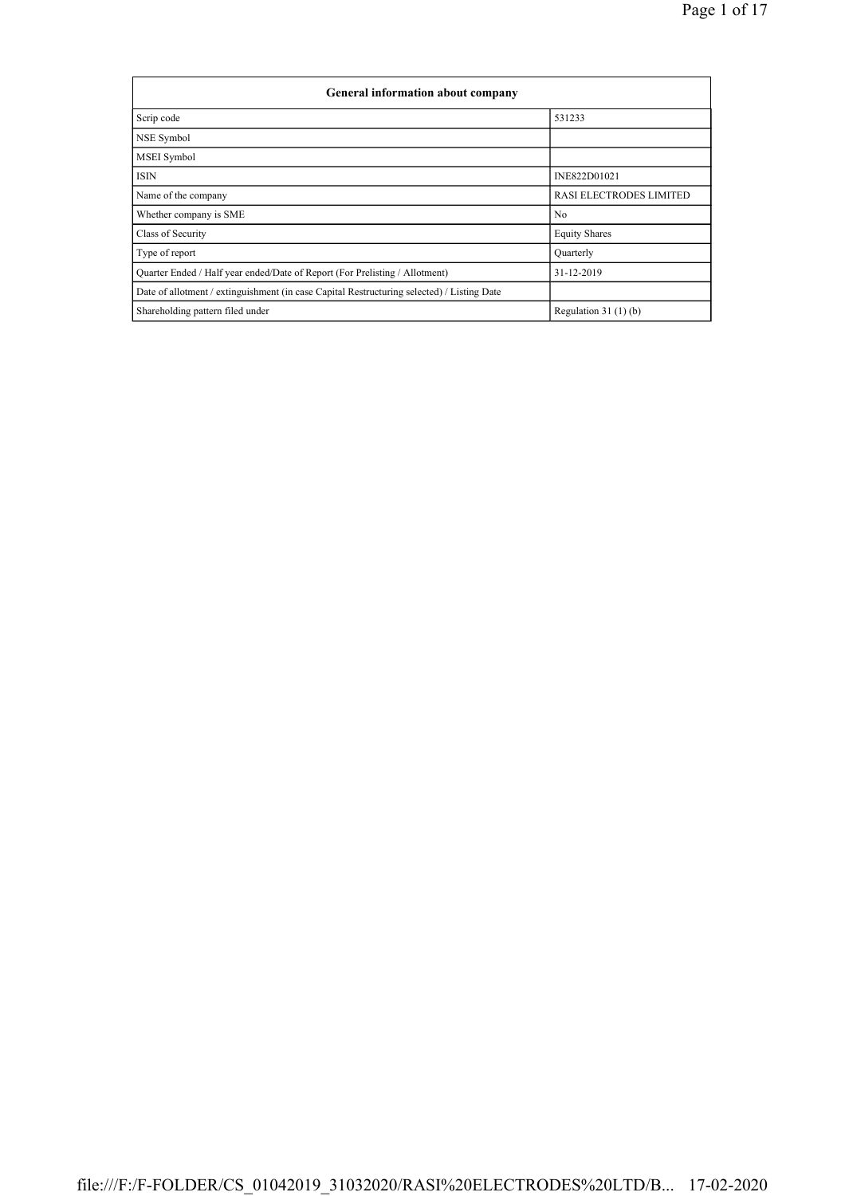| General information about company | |
|---|---|
| Scrip code | 531233 |
| NSE Symbol | |
| MSEI Symbol | |
| ISIN | INE822D01021 |
| Name of the company | RASI ELECTRODES LIMITED |
| Whether company is SME | No |
| Class of Security | Equity Shares |
| Type of report | Quarterly |
| Quarter Ended / Half year ended/Date of Report (For Prelisting / Allotment) | 31-12-2019 |
| Date of allotment / extinguishment (in case Capital Restructuring selected) / Listing Date | |
| Shareholding pattern filed under | Regulation 31 (1) (b) |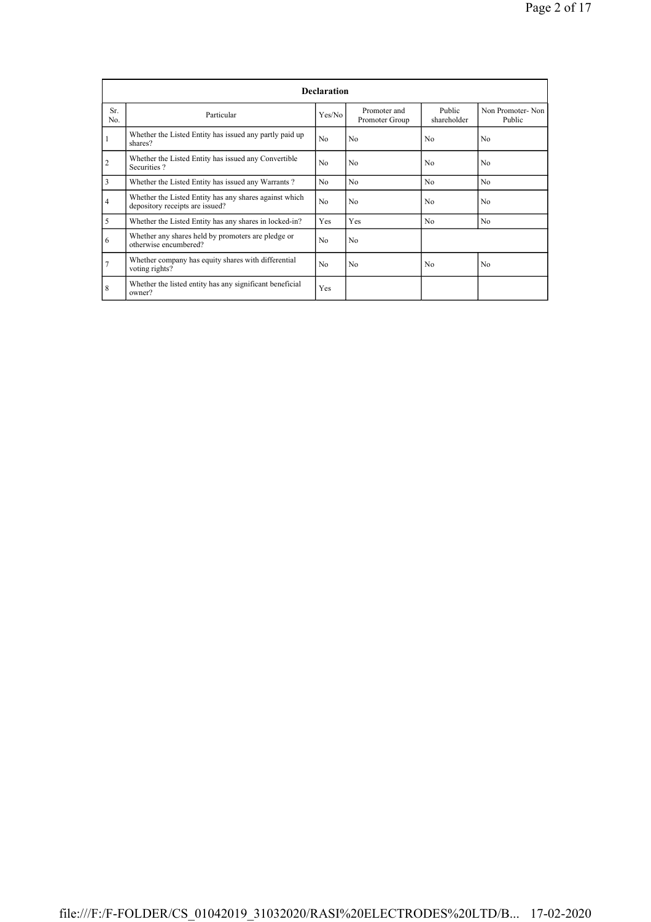| Declaration | | | | | |
|---|---|---|---|---|---|
| Sr. No. | Particular | Yes/No | Promoter and Promoter Group | Public shareholder | Non Promoter- Non Public |
| 1 | Whether the Listed Entity has issued any partly paid up shares? | No | No | No | No |
| 2 | Whether the Listed Entity has issued any Convertible Securities ? | No | No | No | No |
| 3 | Whether the Listed Entity has issued any Warrants ? | No | No | No | No |
| 4 | Whether the Listed Entity has any shares against which depository receipts are issued? | No | No | No | No |
| 5 | Whether the Listed Entity has any shares in locked-in? | Yes | Yes | No | No |
| 6 | Whether any shares held by promoters are pledge or otherwise encumbered? | No | No | | |
| 7 | Whether company has equity shares with differential voting rights? | No | No | No | No |
| 8 | Whether the listed entity has any significant beneficial owner? | Yes | | | |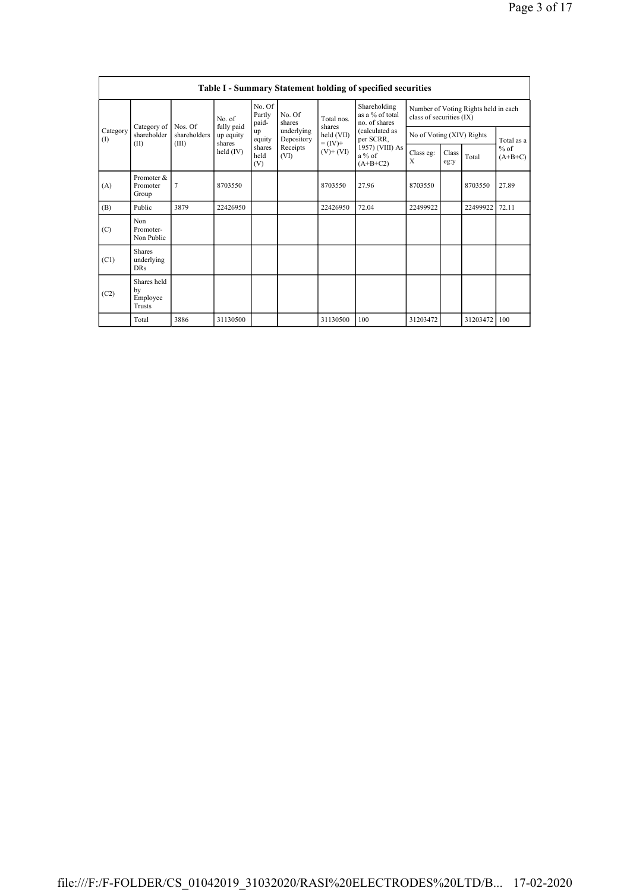**Table I - Summary Statement holding of specified securities**

| Category (I) | Category of shareholder (II) | Nos. Of shareholders (III) | No. of fully paid up equity shares held (IV) | No. Of Partly paid-up equity shares held (V) | No. Of shares underlying Depository Receipts (VI) | Total nos. shares held (VII) = (IV)+ (V)+ (VI) | Shareholding as a % of total no. of shares (calculated as per SCRR, 1957) (VIII) As a % of (A+B+C2) | Number of Voting Rights held in each class of securities (IX) | | | |
|---|---|---|---|---|---|---|---|---|---|---|---|
| | | | | | | | | No of Voting (XIV) Rights | | | Total as a % of (A+B+C) |
| | | | | | | | | Class eg: X | Class eg:y | Total | |
| (A) | Promoter & Promoter Group | 7 | 8703550 | | | 8703550 | 27.96 | 8703550 | | 8703550 | 27.89 |
| (B) | Public | 3879 | 22426950 | | | 22426950 | 72.04 | 22499922 | | 22499922 | 72.11 |
| (C) | Non Promoter- Non Public | | | | | | | | | | |
| (C1) | Shares underlying DRs | | | | | | | | | | |
| (C2) | Shares held by Employee Trusts | | | | | | | | | | |
| | Total | 3886 | 31130500 | | | 31130500 | 100 | 31203472 | | 31203472 | 100 |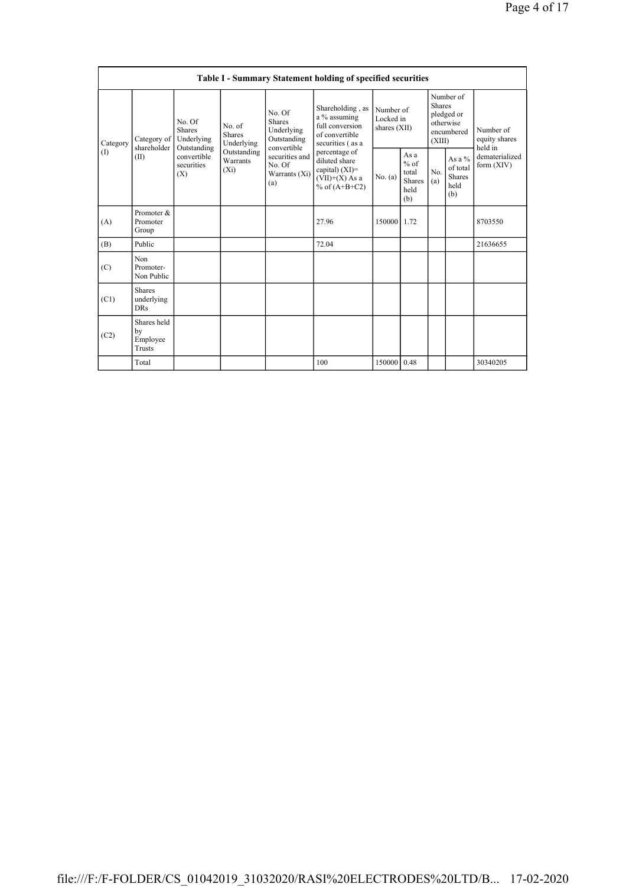| Table I - Summary Statement holding of specified securities | | | | | | | | | | | |
|---|---|---|---|---|---|---|---|---|---|---|---|
| Category (I) | Category of shareholder (II) | No. Of Shares Underlying Outstanding convertible securities (X) | No. of Shares Underlying Outstanding Warrants (Xi) | No. Of Shares Underlying Outstanding convertible securities and No. Of Warrants (Xi) (a) | Shareholding , as a % assuming full conversion of convertible securities ( as a percentage of diluted share capital) (XI)= (VII)+(X) As a % of (A+B+C2) | Number of Locked in shares (XII) | | Number of Shares pledged or otherwise encumbered (XIII) | | Number of equity shares held in dematerialized form (XIV) |
| | | | | | | No. (a) | As a % of total Shares held (b) | No. (a) | As a % of total Shares held (b) | |
| (A) | Promoter & Promoter Group | | | | 27.96 | 150000 | 1.72 | | | 8703550 |
| (B) | Public | | | | 72.04 | | | | | 21636655 |
| (C) | Non Promoter- Non Public | | | | | | | | | |
| (C1) | Shares underlying DRs | | | | | | | | | |
| (C2) | Shares held by Employee Trusts | | | | | | | | | |
| | Total | | | | 100 | 150000 | 0.48 | | | 30340205 |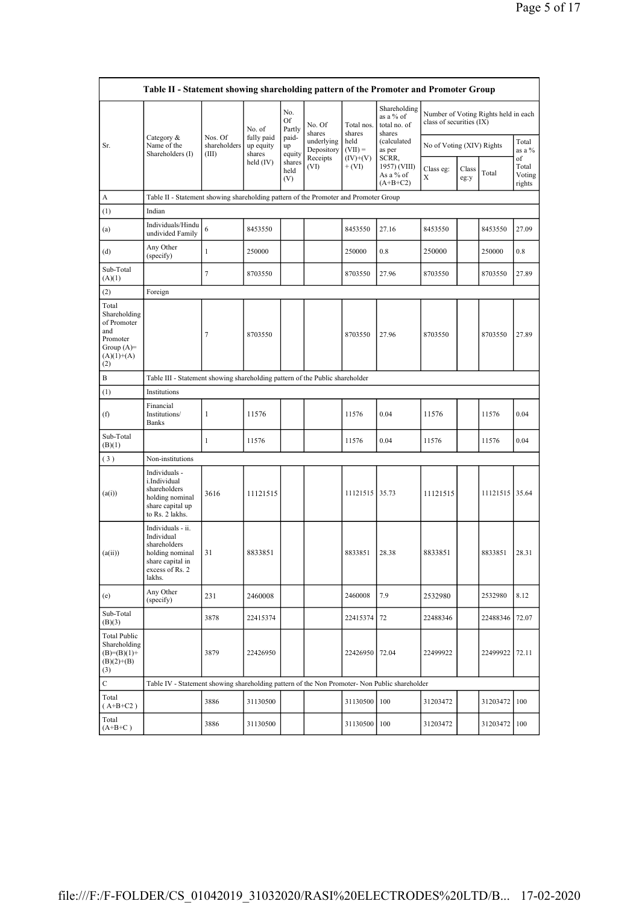| Table II - Statement showing shareholding pattern of the Promoter and Promoter Group | | | | | | | | | | | | |
|---|---|---|---|---|---|---|---|---|---|---|---|---|
| Sr. | Category & Name of the Shareholders (I) | Nos. Of shareholders (III) | No. of fully paid up equity shares held (IV) | No. Of Partly paid-up equity shares held (V) | No. Of shares underlying Depository Receipts (VI) | Total nos. shares held (VII) = (IV)+(V)+ (VI) | Shareholding as a % of total no. of shares (calculated as per SCRR, 1957) (VIII) As a % of (A+B+C2) | Number of Voting Rights held in each class of securities (IX) | | | |
| | | | | | | | | No of Voting (XIV) Rights | | | Total as a % of Total Voting rights |
| | | | | | | | | Class eg: X | Class eg:y | Total | |
| A | Table II - Statement showing shareholding pattern of the Promoter and Promoter Group | | | | | | | | | | |
| (1) | Indian | | | | | | | | | | |
| (a) | Individuals/Hindu undivided Family | 6 | 8453550 | | | 8453550 | 27.16 | 8453550 | | 8453550 | 27.09 |
| (d) | Any Other (specify) | 1 | 250000 | | | 250000 | 0.8 | 250000 | | 250000 | 0.8 |
| Sub-Total (A)(1) | | 7 | 8703550 | | | 8703550 | 27.96 | 8703550 | | 8703550 | 27.89 |
| (2) | Foreign | | | | | | | | | | |
| Total Shareholding of Promoter and Promoter Group (A)=(A)(1)+(A)(2) | | 7 | 8703550 | | | 8703550 | 27.96 | 8703550 | | 8703550 | 27.89 |
| B | Table III - Statement showing shareholding pattern of the Public shareholder | | | | | | | | | | |
| (1) | Institutions | | | | | | | | | | |
| (f) | Financial Institutions/ Banks | 1 | 11576 | | | 11576 | 0.04 | 11576 | | 11576 | 0.04 |
| Sub-Total (B)(1) | | 1 | 11576 | | | 11576 | 0.04 | 11576 | | 11576 | 0.04 |
| (3) | Non-institutions | | | | | | | | | | |
| (a(i)) | Individuals - i.Individual shareholders holding nominal share capital up to Rs. 2 lakhs. | 3616 | 11121515 | | | 11121515 | 35.73 | 11121515 | | 11121515 | 35.64 |
| (a(ii)) | Individuals - ii. Individual shareholders holding nominal share capital in excess of Rs. 2 lakhs. | 31 | 8833851 | | | 8833851 | 28.38 | 8833851 | | 8833851 | 28.31 |
| (e) | Any Other (specify) | 231 | 2460008 | | | 2460008 | 7.9 | 2532980 | | 2532980 | 8.12 |
| Sub-Total (B)(3) | | 3878 | 22415374 | | | 22415374 | 72 | 22488346 | | 22488346 | 72.07 |
| Total Public Shareholding (B)=(B)(1)+(B)(2)+(B)(3) | | 3879 | 22426950 | | | 22426950 | 72.04 | 22499922 | | 22499922 | 72.11 |
| C | Table IV - Statement showing shareholding pattern of the Non Promoter- Non Public shareholder | | | | | | | | | | |
| Total ( A+B+C2 ) | | 3886 | 31130500 | | | 31130500 | 100 | 31203472 | | 31203472 | 100 |
| Total (A+B+C ) | | 3886 | 31130500 | | | 31130500 | 100 | 31203472 | | 31203472 | 100 |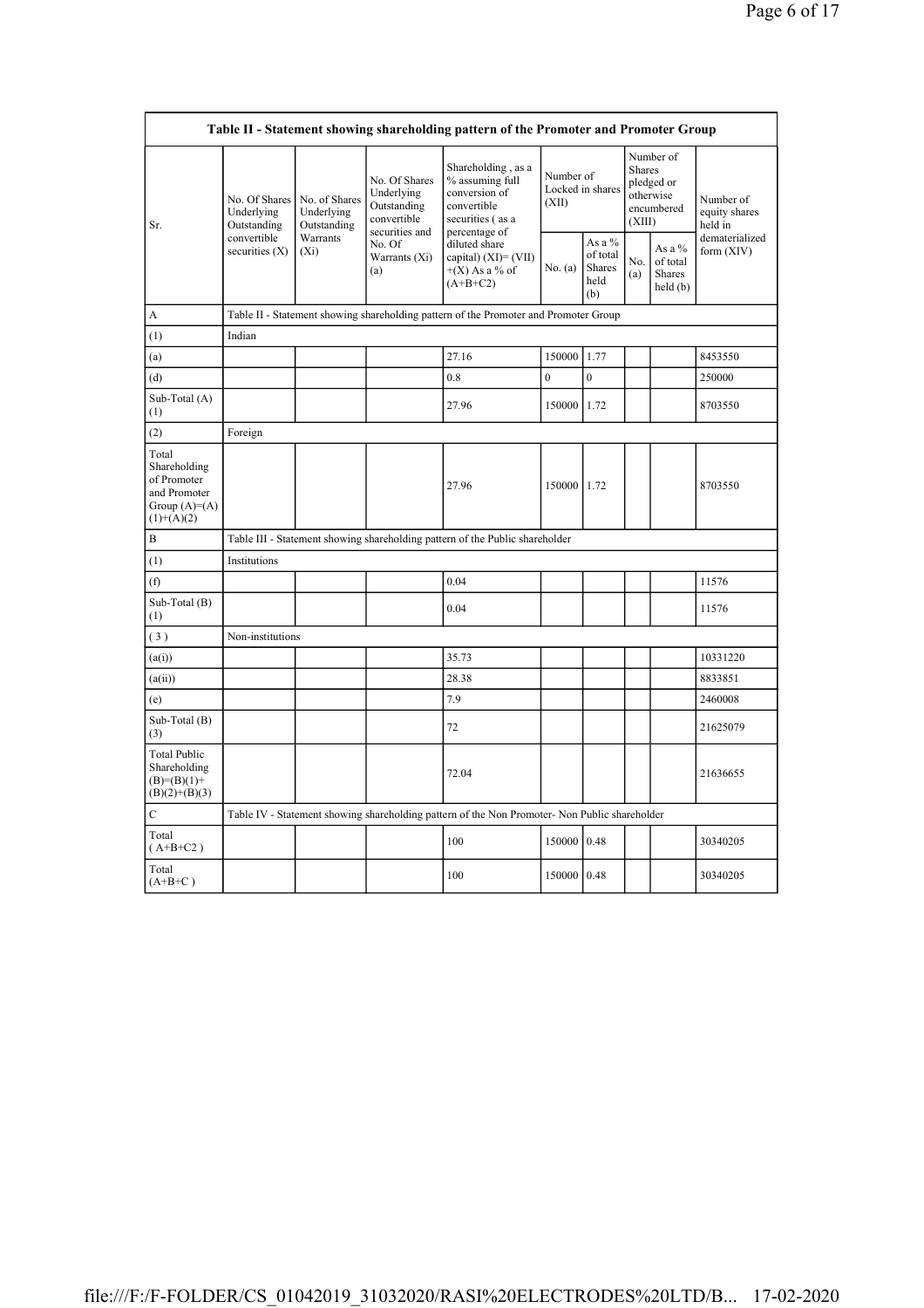| Table II - Statement showing shareholding pattern of the Promoter and Promoter Group | | | | | | | | | |
|---|---|---|---|---|---|---|---|---|---|
| Sr. | No. Of Shares Underlying Outstanding convertible securities (X) | No. of Shares Underlying Outstanding Warrants (Xi) | No. Of Shares Underlying Outstanding convertible securities and No. Of Warrants (Xi) (a) | Shareholding , as a % assuming full conversion of convertible securities ( as a percentage of diluted share capital) (XI)= (VII)+(X) As a % of (A+B+C2) | Number of Locked in shares (XII) | | Number of Shares pledged or otherwise encumbered (XIII) | | Number of equity shares held in dematerialized form (XIV) |
| | | | | | No. (a) | As a % of total Shares held (b) | No. (a) | As a % of total Shares held (b) | |
| A | Table II - Statement showing shareholding pattern of the Promoter and Promoter Group | | | | | | | | |
| (1) | Indian | | | | | | | | |
| (a) | | | | 27.16 | 150000 | 1.77 | | | 8453550 |
| (d) | | | | 0.8 | 0 | 0 | | | 250000 |
| Sub-Total (A) (1) | | | | 27.96 | 150000 | 1.72 | | | 8703550 |
| (2) | Foreign | | | | | | | | |
| Total Shareholding of Promoter and Promoter Group (A)=(A)(1)+(A)(2) | | | | 27.96 | 150000 | 1.72 | | | 8703550 |
| B | Table III - Statement showing shareholding pattern of the Public shareholder | | | | | | | | |
| (1) | Institutions | | | | | | | | |
| (f) | | | | 0.04 | | | | | 11576 |
| Sub-Total (B) (1) | | | | 0.04 | | | | | 11576 |
| ( 3 ) | Non-institutions | | | | | | | | |
| (a(i)) | | | | 35.73 | | | | | 10331220 |
| (a(ii)) | | | | 28.38 | | | | | 8833851 |
| (e) | | | | 7.9 | | | | | 2460008 |
| Sub-Total (B) (3) | | | | 72 | | | | | 21625079 |
| Total Public Shareholding (B)=(B)(1)+(B)(2)+(B)(3) | | | | 72.04 | | | | | 21636655 |
| C | Table IV - Statement showing shareholding pattern of the Non Promoter- Non Public shareholder | | | | | | | | |
| Total ( A+B+C2 ) | | | | 100 | 150000 | 0.48 | | | 30340205 |
| Total (A+B+C ) | | | | 100 | 150000 | 0.48 | | | 30340205 |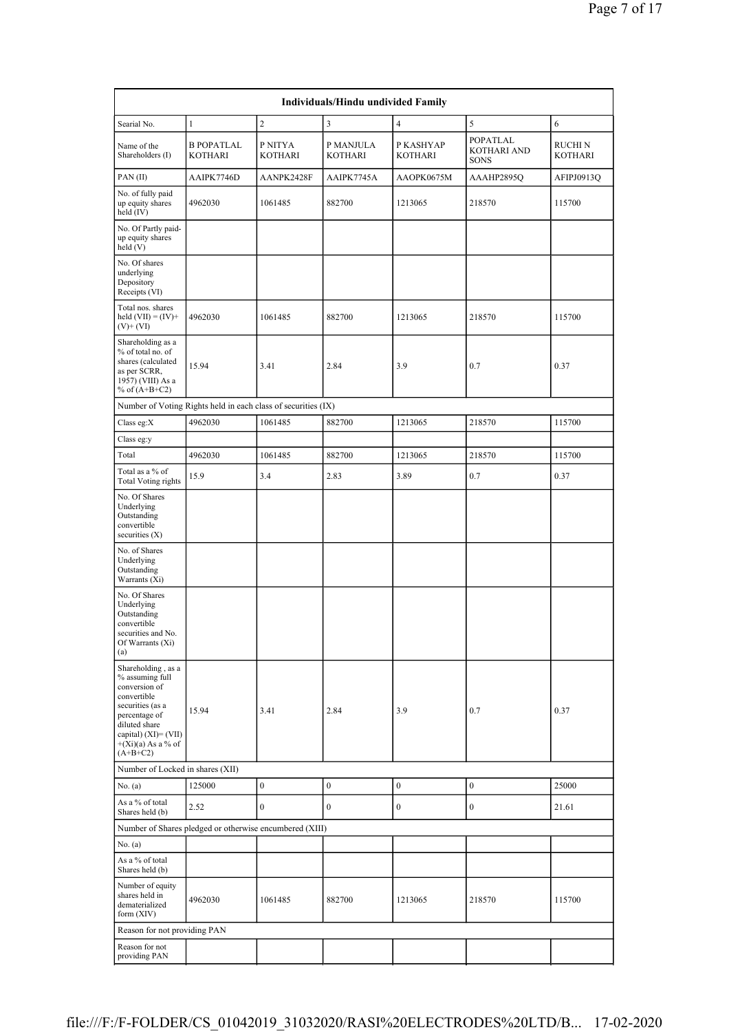| Individuals/Hindu undivided Family | | | | | | |
|---|---|---|---|---|---|---|
| Searial No. | 1 | 2 | 3 | 4 | 5 | 6 |
| Name of the Shareholders (I) | B POPATLAL KOTHARI | P NITYA KOTHARI | P MANJULA KOTHARI | P KASHYAP KOTHARI | POPATLAL KOTHARI AND SONS | RUCHI N KOTHARI |
| PAN (II) | AAIPK7746D | AANPK2428F | AAIPK7745A | AAOPK0675M | AAAHP2895Q | AFIPJ0913Q |
| No. of fully paid up equity shares held (IV) | 4962030 | 1061485 | 882700 | 1213065 | 218570 | 115700 |
| No. Of Partly paid-up equity shares held (V) | | | | | | |
| No. Of shares underlying Depository Receipts (VI) | | | | | | |
| Total nos. shares held (VII) = (IV)+(V)+ (VI) | 4962030 | 1061485 | 882700 | 1213065 | 218570 | 115700 |
| Shareholding as a % of total no. of shares (calculated as per SCRR, 1957) (VIII) As a % of (A+B+C2) | 15.94 | 3.41 | 2.84 | 3.9 | 0.7 | 0.37 |
| Number of Voting Rights held in each class of securities (IX) | | | | | | |
| Class eg:X | 4962030 | 1061485 | 882700 | 1213065 | 218570 | 115700 |
| Class eg:y | | | | | | |
| Total | 4962030 | 1061485 | 882700 | 1213065 | 218570 | 115700 |
| Total as a % of Total Voting rights | 15.9 | 3.4 | 2.83 | 3.89 | 0.7 | 0.37 |
| No. Of Shares Underlying Outstanding convertible securities (X) | | | | | | |
| No. of Shares Underlying Outstanding Warrants (Xi) | | | | | | |
| No. Of Shares Underlying Outstanding convertible securities and No. Of Warrants (Xi) (a) | | | | | | |
| Shareholding , as a % assuming full conversion of convertible securities (as a percentage of diluted share capital) (XI)= (VII)+(Xi)(a) As a % of (A+B+C2) | 15.94 | 3.41 | 2.84 | 3.9 | 0.7 | 0.37 |
| Number of Locked in shares (XII) | | | | | | |
| No. (a) | 125000 | 0 | 0 | 0 | 0 | 25000 |
| As a % of total Shares held (b) | 2.52 | 0 | 0 | 0 | 0 | 21.61 |
| Number of Shares pledged or otherwise encumbered (XIII) | | | | | | |
| No. (a) | | | | | | |
| As a % of total Shares held (b) | | | | | | |
| Number of equity shares held in dematerialized form (XIV) | 4962030 | 1061485 | 882700 | 1213065 | 218570 | 115700 |
| Reason for not providing PAN | | | | | | |
| Reason for not providing PAN | | | | | | |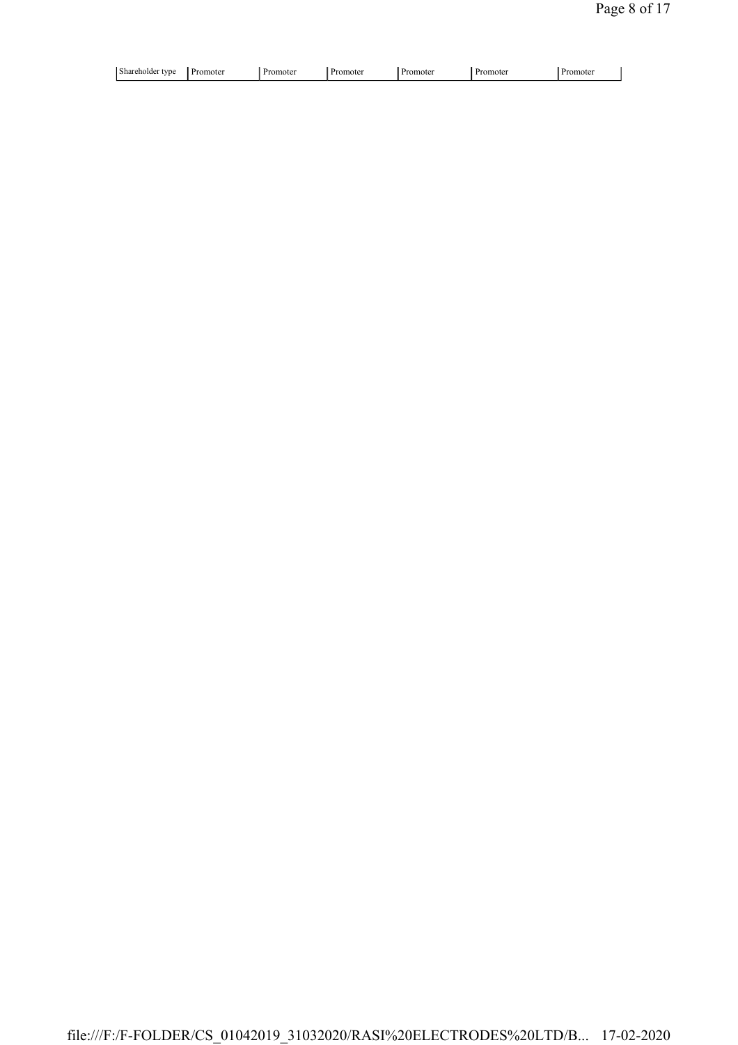| Shareholder type | Promoter | Promoter | Promoter | Promoter | Promoter | Promoter |
|---|---|---|---|---|---|---|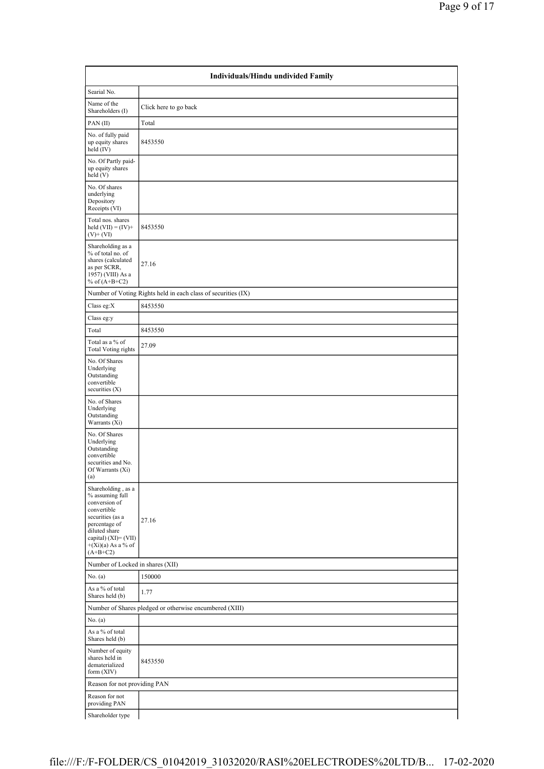| Individuals/Hindu undivided Family | |
|---|---|
| Searial No. | |
| Name of the Shareholders (I) | Click here to go back |
| PAN (II) | Total |
| No. of fully paid up equity shares held (IV) | 8453550 |
| No. Of Partly paid-up equity shares held (V) | |
| No. Of shares underlying Depository Receipts (VI) | |
| Total nos. shares held (VII) = (IV)+ (V)+ (VI) | 8453550 |
| Shareholding as a % of total no. of shares (calculated as per SCRR, 1957) (VIII) As a % of (A+B+C2) | 27.16 |
| Number of Voting Rights held in each class of securities (IX) | |
| Class eg:X | 8453550 |
| Class eg:y | |
| Total | 8453550 |
| Total as a % of Total Voting rights | 27.09 |
| No. Of Shares Underlying Outstanding convertible securities (X) | |
| No. of Shares Underlying Outstanding Warrants (Xi) | |
| No. Of Shares Underlying Outstanding convertible securities and No. Of Warrants (Xi) (a) | |
| Shareholding , as a % assuming full conversion of convertible securities (as a percentage of diluted share capital) (XI)= (VII) +(Xi)(a) As a % of (A+B+C2) | 27.16 |
| Number of Locked in shares (XII) | |
| No. (a) | 150000 |
| As a % of total Shares held (b) | 1.77 |
| Number of Shares pledged or otherwise encumbered (XIII) | |
| No. (a) | |
| As a % of total Shares held (b) | |
| Number of equity shares held in dematerialized form (XIV) | 8453550 |
| Reason for not providing PAN | |
| Reason for not providing PAN | |
| Shareholder type | |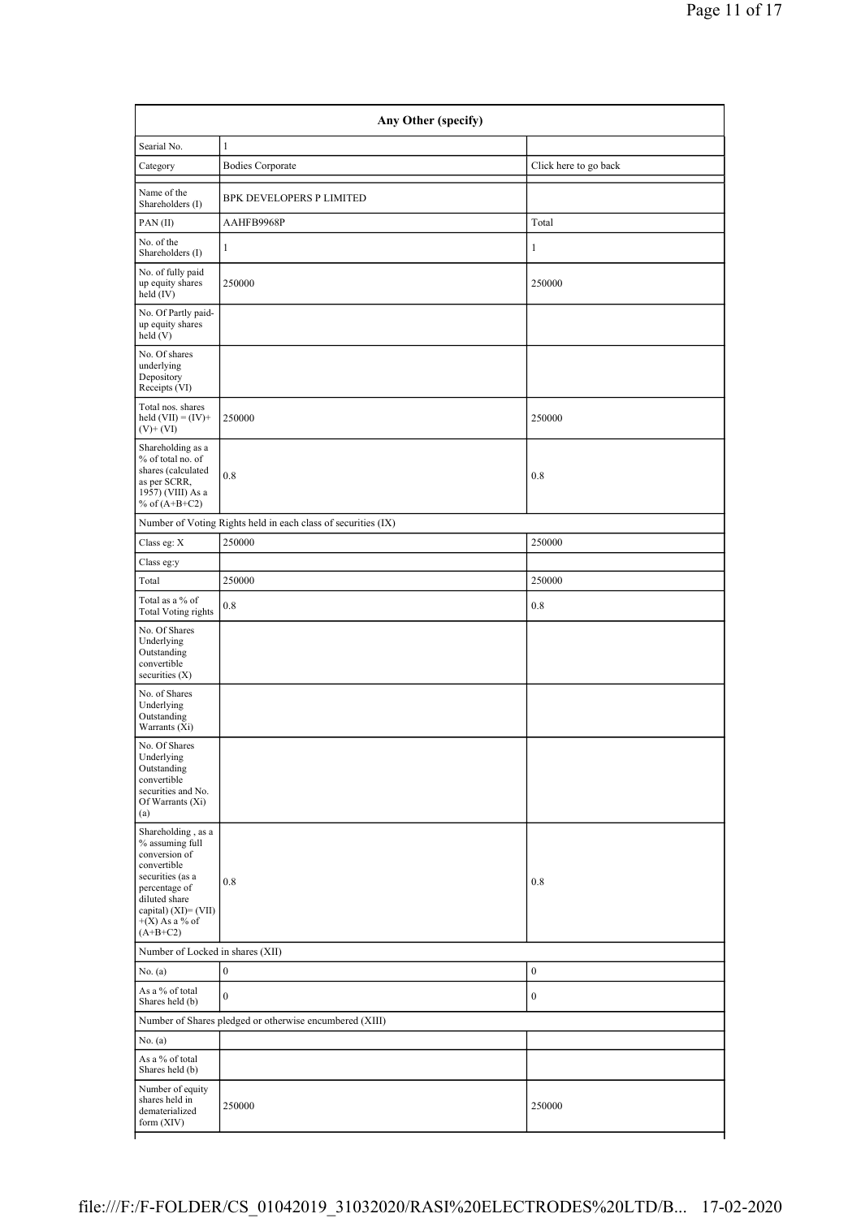| Any Other (specify) | | |
|---|---|---|
| Searial No. | 1 | |
| Category | Bodies Corporate | Click here to go back |
| Name of the Shareholders (I) | BPK DEVELOPERS P LIMITED | |
| PAN (II) | AAHFB9968P | Total |
| No. of the Shareholders (I) | 1 | 1 |
| No. of fully paid up equity shares held (IV) | 250000 | 250000 |
| No. Of Partly paid-up equity shares held (V) | | |
| No. Of shares underlying Depository Receipts (VI) | | |
| Total nos. shares held (VII) = (IV)+(V)+ (VI) | 250000 | 250000 |
| Shareholding as a % of total no. of shares (calculated as per SCRR, 1957) (VIII) As a % of (A+B+C2) | 0.8 | 0.8 |
| Number of Voting Rights held in each class of securities (IX) | | |
| Class eg: X | 250000 | 250000 |
| Class eg:y | | |
| Total | 250000 | 250000 |
| Total as a % of Total Voting rights | 0.8 | 0.8 |
| No. Of Shares Underlying Outstanding convertible securities (X) | | |
| No. of Shares Underlying Outstanding Warrants (Xi) | | |
| No. Of Shares Underlying Outstanding convertible securities and No. Of Warrants (Xi) (a) | | |
| Shareholding , as a % assuming full conversion of convertible securities (as a percentage of diluted share capital) (XI)= (VII)+(X) As a % of (A+B+C2) | 0.8 | 0.8 |
| Number of Locked in shares (XII) | | |
| No. (a) | 0 | 0 |
| As a % of total Shares held (b) | 0 | 0 |
| Number of Shares pledged or otherwise encumbered (XIII) | | |
| No. (a) | | |
| As a % of total Shares held (b) | | |
| Number of equity shares held in dematerialized form (XIV) | 250000 | 250000 |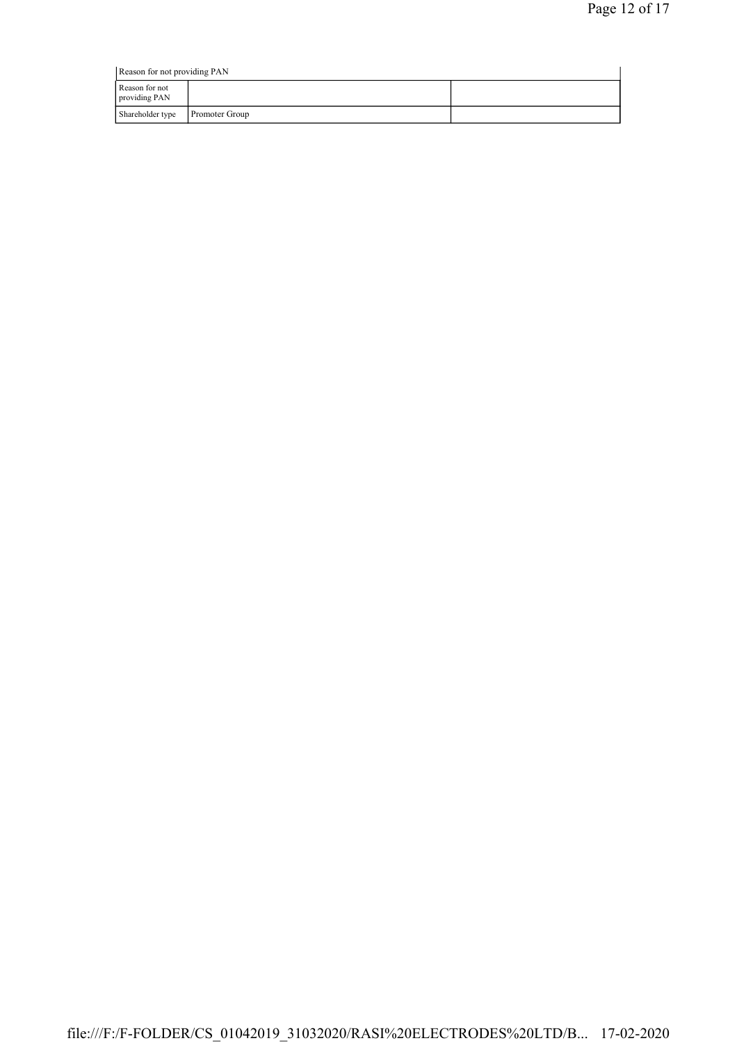| Reason for not providing PAN | | |
|---|---|---|
| Reason for not providing PAN | | |
| Shareholder type | Promoter Group | |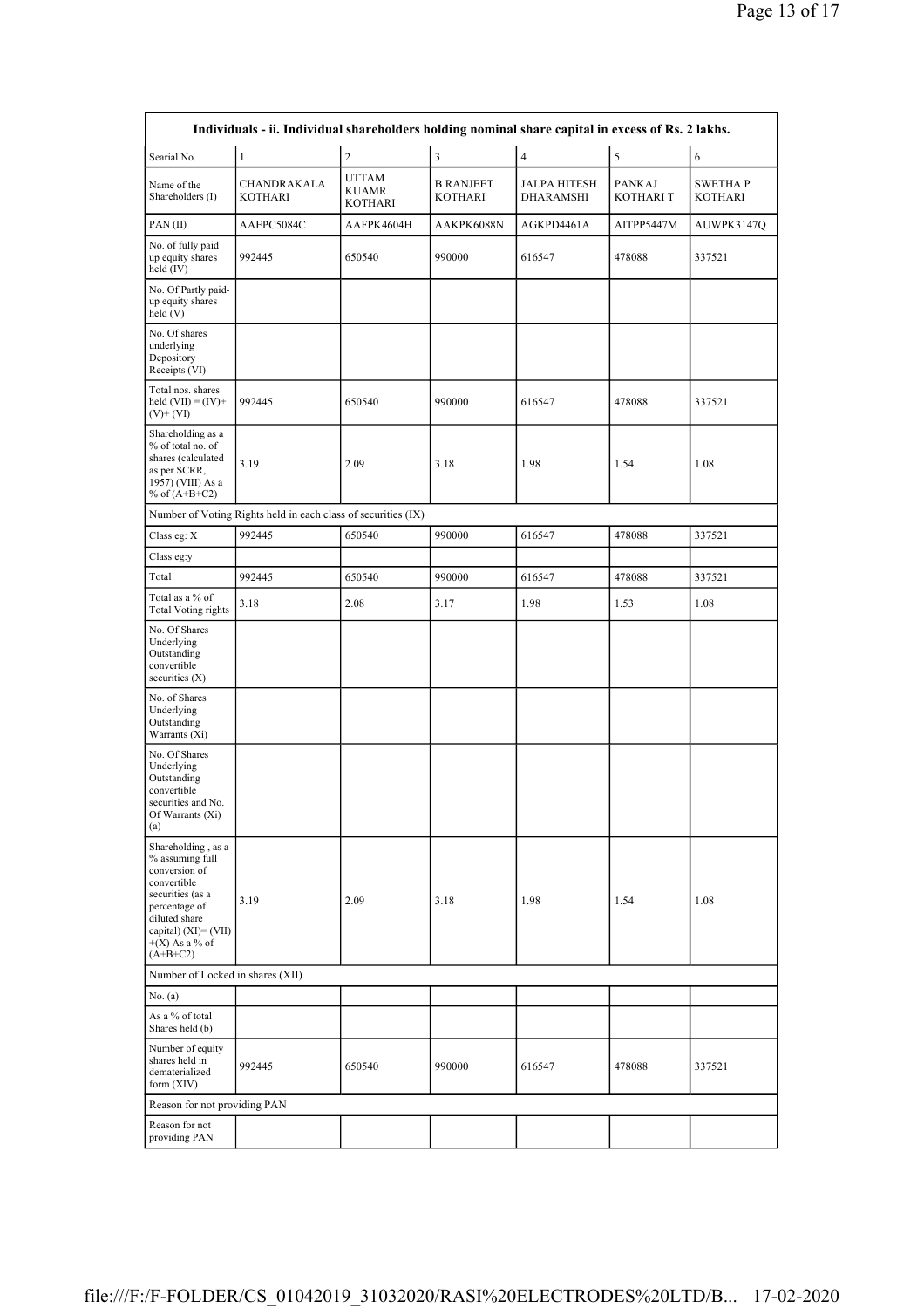| Individuals - ii. Individual shareholders holding nominal share capital in excess of Rs. 2 lakhs. | | | | | | |
|---|---|---|---|---|---|---|
| Searial No. | 1 | 2 | 3 | 4 | 5 | 6 |
| Name of the Shareholders (I) | CHANDRAKALA KOTHARI | UTTAM KUAMR KOTHARI | B RANJEET KOTHARI | JALPA HITESH DHARAMSHI | PANKAJ KOTHARI T | SWETHA P KOTHARI |
| PAN (II) | AAEPC5084C | AAFPK4604H | AAKPK6088N | AGKPD4461A | AITPP5447M | AUWPK3147Q |
| No. of fully paid up equity shares held (IV) | 992445 | 650540 | 990000 | 616547 | 478088 | 337521 |
| No. Of Partly paid-up equity shares held (V) | | | | | | |
| No. Of shares underlying Depository Receipts (VI) | | | | | | |
| Total nos. shares held (VII) = (IV)+ (V)+ (VI) | 992445 | 650540 | 990000 | 616547 | 478088 | 337521 |
| Shareholding as a % of total no. of shares (calculated as per SCRR, 1957) (VIII) As a % of (A+B+C2) | 3.19 | 2.09 | 3.18 | 1.98 | 1.54 | 1.08 |
| Number of Voting Rights held in each class of securities (IX) | | | | | | |
| Class eg: X | 992445 | 650540 | 990000 | 616547 | 478088 | 337521 |
| Class eg:y | | | | | | |
| Total | 992445 | 650540 | 990000 | 616547 | 478088 | 337521 |
| Total as a % of Total Voting rights | 3.18 | 2.08 | 3.17 | 1.98 | 1.53 | 1.08 |
| No. Of Shares Underlying Outstanding convertible securities (X) | | | | | | |
| No. of Shares Underlying Outstanding Warrants (Xi) | | | | | | |
| No. Of Shares Underlying Outstanding convertible securities and No. Of Warrants (Xi) (a) | | | | | | |
| Shareholding , as a % assuming full conversion of convertible securities (as a percentage of diluted share capital) (XI)= (VII) +(X) As a % of (A+B+C2) | 3.19 | 2.09 | 3.18 | 1.98 | 1.54 | 1.08 |
| Number of Locked in shares (XII) | | | | | | |
| No. (a) | | | | | | |
| As a % of total Shares held (b) | | | | | | |
| Number of equity shares held in dematerialized form (XIV) | 992445 | 650540 | 990000 | 616547 | 478088 | 337521 |
| Reason for not providing PAN | | | | | | |
| Reason for not providing PAN | | | | | | |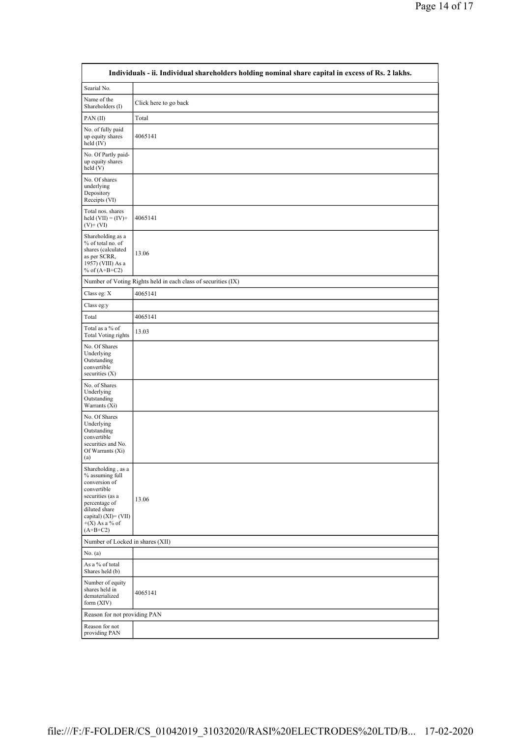| Individuals - ii. Individual shareholders holding nominal share capital in excess of Rs. 2 lakhs. | |
|---|---|
| Searial No. | |
| Name of the Shareholders (I) | Click here to go back |
| PAN (II) | Total |
| No. of fully paid up equity shares held (IV) | 4065141 |
| No. Of Partly paid-up equity shares held (V) | |
| No. Of shares underlying Depository Receipts (VI) | |
| Total nos. shares held (VII) = (IV)+ (V)+ (VI) | 4065141 |
| Shareholding as a % of total no. of shares (calculated as per SCRR, 1957) (VIII) As a % of (A+B+C2) | 13.06 |
| Number of Voting Rights held in each class of securities (IX) | |
| Class eg: X | 4065141 |
| Class eg:y | |
| Total | 4065141 |
| Total as a % of Total Voting rights | 13.03 |
| No. Of Shares Underlying Outstanding convertible securities (X) | |
| No. of Shares Underlying Outstanding Warrants (Xi) | |
| No. Of Shares Underlying Outstanding convertible securities and No. Of Warrants (Xi) (a) | |
| Shareholding , as a % assuming full conversion of convertible securities (as a percentage of diluted share capital) (XI)= (VII) +(X) As a % of (A+B+C2) | 13.06 |
| Number of Locked in shares (XII) | |
| No. (a) | |
| As a % of total Shares held (b) | |
| Number of equity shares held in dematerialized form (XIV) | 4065141 |
| Reason for not providing PAN | |
| Reason for not providing PAN | |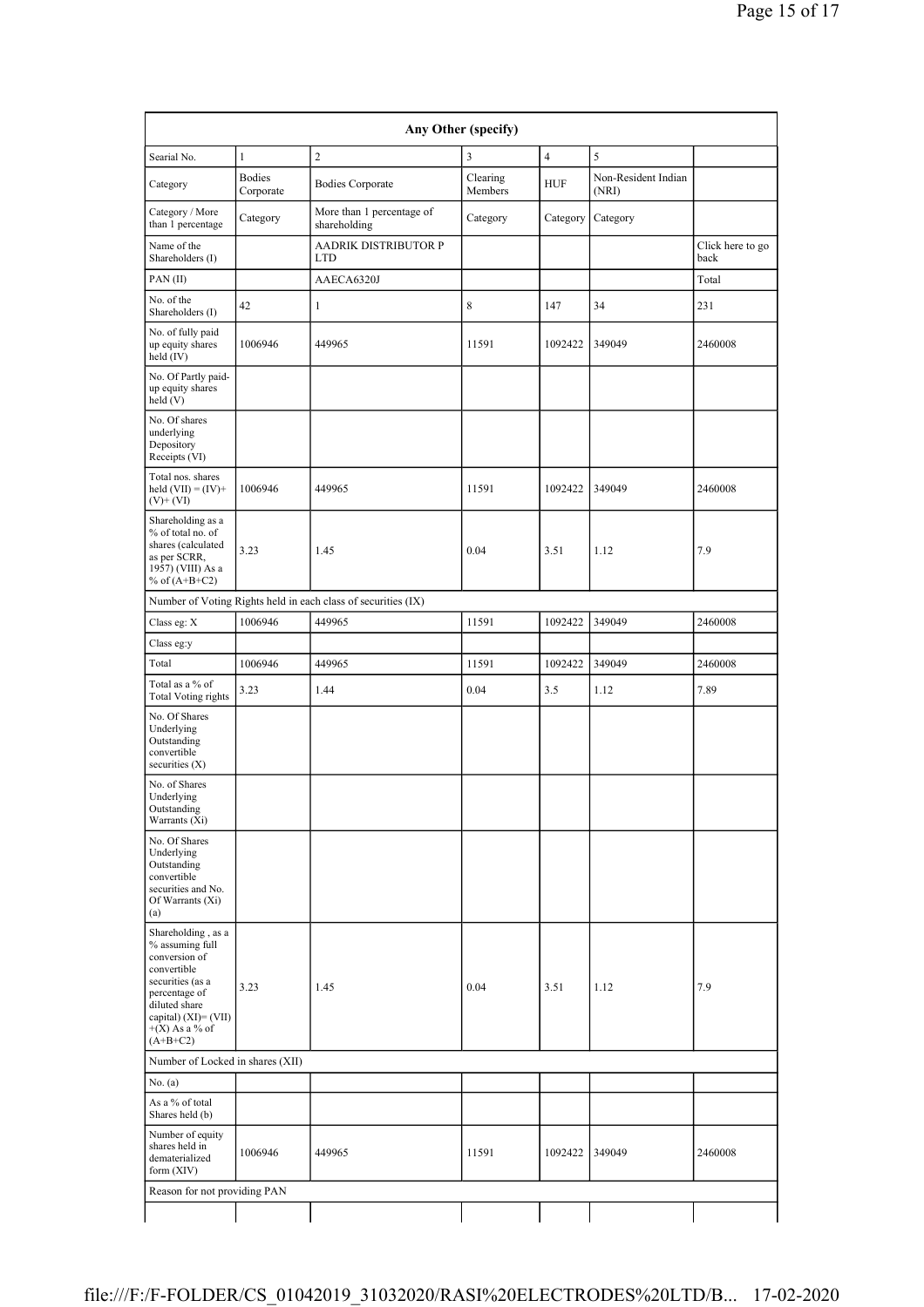| Any Other (specify) | | | | | | |
|---|---|---|---|---|---|---|
| Searial No. | 1 | 2 | 3 | 4 | 5 | |
| Category | Bodies Corporate | Bodies Corporate | Clearing Members | HUF | Non-Resident Indian (NRI) | |
| Category / More than 1 percentage | Category | More than 1 percentage of shareholding | Category | Category | Category | |
| Name of the Shareholders (I) | | AADRIK DISTRIBUTOR P LTD | | | | Click here to go back |
| PAN (II) | | AAECA6320J | | | | Total |
| No. of the Shareholders (I) | 42 | 1 | 8 | 147 | 34 | 231 |
| No. of fully paid up equity shares held (IV) | 1006946 | 449965 | 11591 | 1092422 | 349049 | 2460008 |
| No. Of Partly paid-up equity shares held (V) | | | | | | |
| No. Of shares underlying Depository Receipts (VI) | | | | | | |
| Total nos. shares held (VII) = (IV)+ (V)+ (VI) | 1006946 | 449965 | 11591 | 1092422 | 349049 | 2460008 |
| Shareholding as a % of total no. of shares (calculated as per SCRR, 1957) (VIII) As a % of (A+B+C2) | 3.23 | 1.45 | 0.04 | 3.51 | 1.12 | 7.9 |
| Number of Voting Rights held in each class of securities (IX) | | | | | | |
| Class eg: X | 1006946 | 449965 | 11591 | 1092422 | 349049 | 2460008 |
| Class eg:y | | | | | | |
| Total | 1006946 | 449965 | 11591 | 1092422 | 349049 | 2460008 |
| Total as a % of Total Voting rights | 3.23 | 1.44 | 0.04 | 3.5 | 1.12 | 7.89 |
| No. Of Shares Underlying Outstanding convertible securities (X) | | | | | | |
| No. of Shares Underlying Outstanding Warrants (Xi) | | | | | | |
| No. Of Shares Underlying Outstanding convertible securities and No. Of Warrants (Xi) (a) | | | | | | |
| Shareholding , as a % assuming full conversion of convertible securities (as a percentage of diluted share capital) (XI)= (VII) +(X) As a % of (A+B+C2) | 3.23 | 1.45 | 0.04 | 3.51 | 1.12 | 7.9 |
| Number of Locked in shares (XII) | | | | | | |
| No. (a) | | | | | | |
| As a % of total Shares held (b) | | | | | | |
| Number of equity shares held in dematerialized form (XIV) | 1006946 | 449965 | 11591 | 1092422 | 349049 | 2460008 |
| Reason for not providing PAN | | | | | | |
| | | | | | | |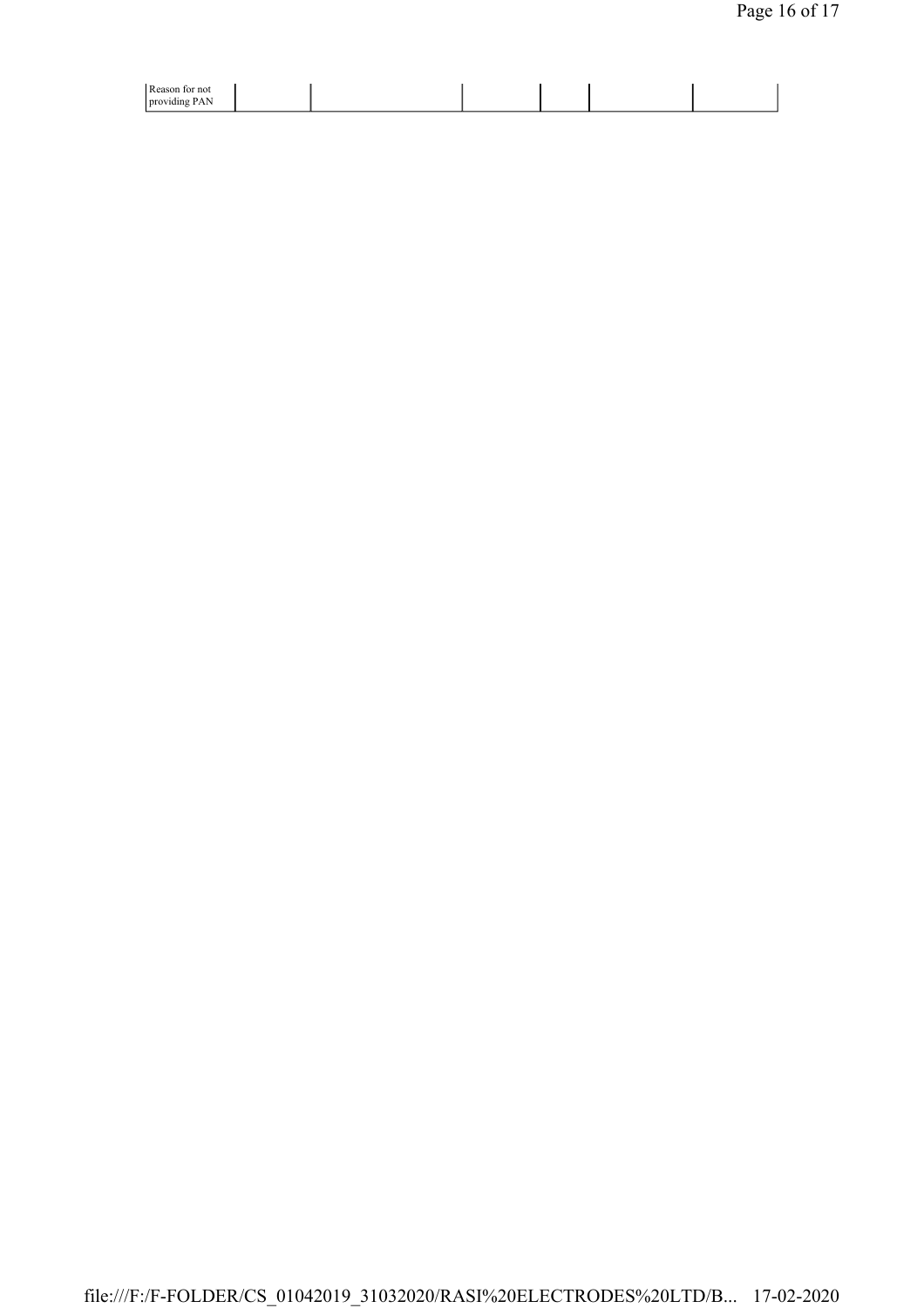| | | | | | | |
|---|---|---|---|---|---|---|
| Reason for not providing PAN | | | | | | |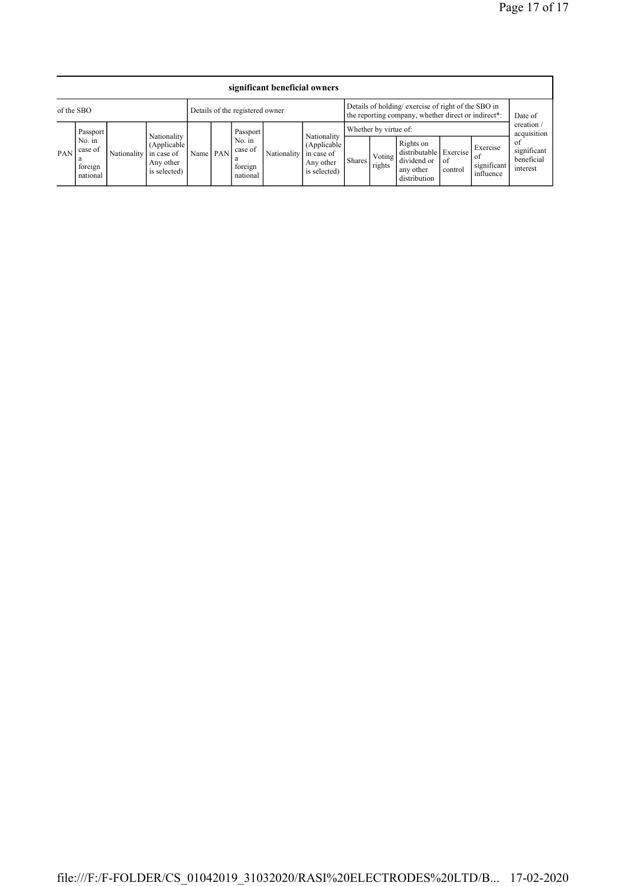| significant beneficial owners | | | | | | | | | | | | | | | | |
|---|---|---|---|---|---|---|---|---|---|---|---|---|---|---|---|---|
| of the SBO | | | | Details of the registered owner | | | | | Details of holding/ exercise of right of the SBO in the reporting company, whether direct or indirect*: | | | | | Date of creation / acquisition of significant beneficial interest |
| | | | | | | | | | Whether by virtue of: | | | | | |
| PAN | Passport No. in case of a foreign national | Nationality | Nationality (Applicable in case of Any other is selected) | Name | PAN | Passport No. in case of a foreign national | Nationality | Nationality (Applicable in case of Any other is selected) | Shares | Voting rights | Rights on distributable dividend or any other distribution | Exercise of control | Exercise of significant influence | |